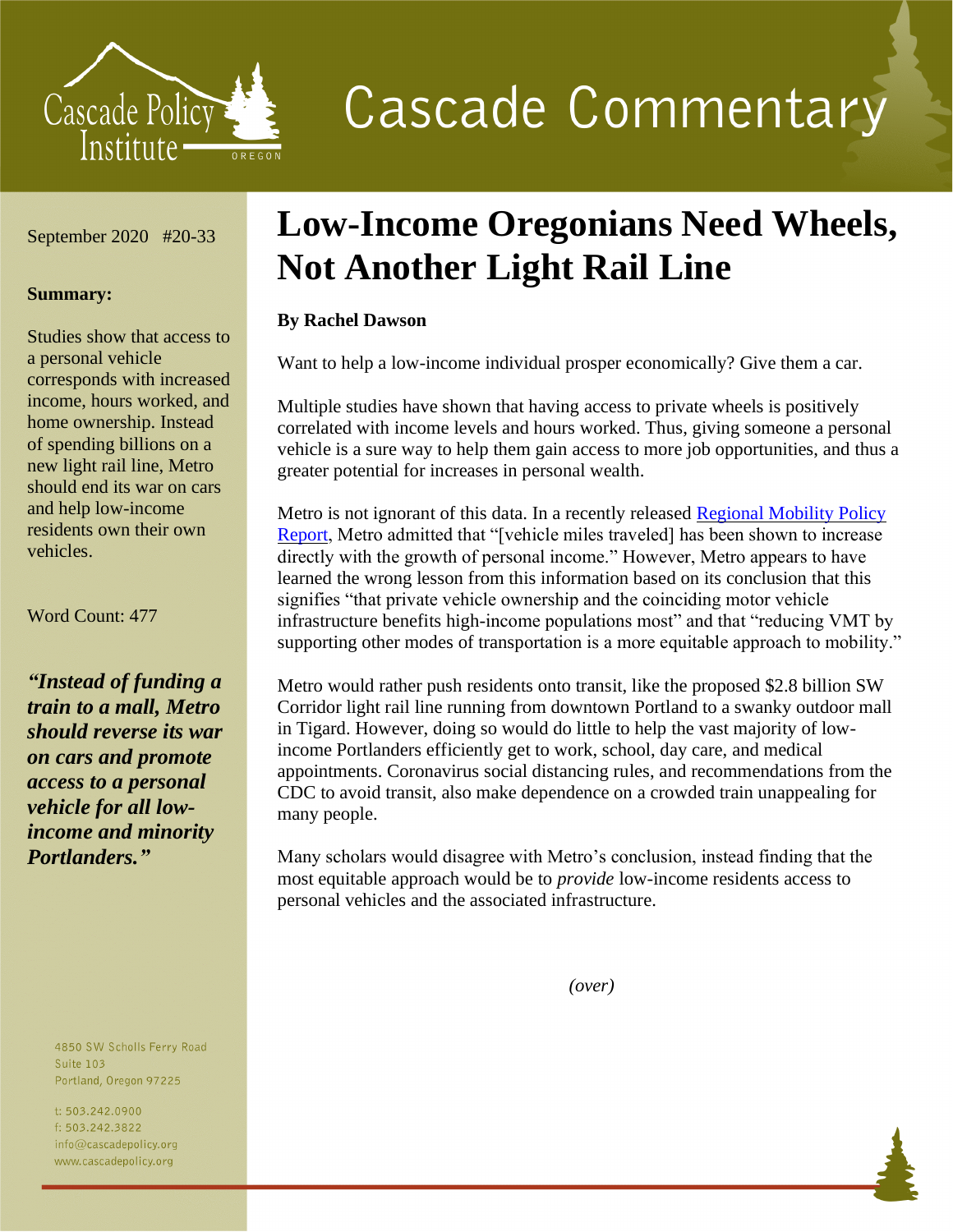# Cascade Commentary

Cascade Policy Institute — OREGON

September 2020 #20-33

**Summary:**

Studies show that access to a personal vehicle corresponds with increased income, hours worked, and home ownership. Instead of spending billions on a new light rail line, Metro should end its war on cars and help low-income residents own their own vehicles.

Word Count: 477

***"Instead of funding a train to a mall, Metro should reverse its war on cars and promote access to a personal vehicle for all low-income and minority Portlanders."***

4850 SW Scholls Ferry Road
Suite 103
Portland, Oregon 97225

t: 503.242.0900
f: 503.242.3822
info@cascadepolicy.org
www.cascadepolicy.org

# Low-Income Oregonians Need Wheels, Not Another Light Rail Line

**By Rachel Dawson**

Want to help a low-income individual prosper economically? Give them a car.

Multiple studies have shown that having access to private wheels is positively correlated with income levels and hours worked. Thus, giving someone a personal vehicle is a sure way to help them gain access to more job opportunities, and thus a greater potential for increases in personal wealth.

Metro is not ignorant of this data. In a recently released Regional Mobility Policy Report, Metro admitted that "[vehicle miles traveled] has been shown to increase directly with the growth of personal income." However, Metro appears to have learned the wrong lesson from this information based on its conclusion that this signifies "that private vehicle ownership and the coinciding motor vehicle infrastructure benefits high-income populations most" and that "reducing VMT by supporting other modes of transportation is a more equitable approach to mobility."

Metro would rather push residents onto transit, like the proposed $2.8 billion SW Corridor light rail line running from downtown Portland to a swanky outdoor mall in Tigard. However, doing so would do little to help the vast majority of low-income Portlanders efficiently get to work, school, day care, and medical appointments. Coronavirus social distancing rules, and recommendations from the CDC to avoid transit, also make dependence on a crowded train unappealing for many people.

Many scholars would disagree with Metro's conclusion, instead finding that the most equitable approach would be to *provide* low-income residents access to personal vehicles and the associated infrastructure.

*(over)*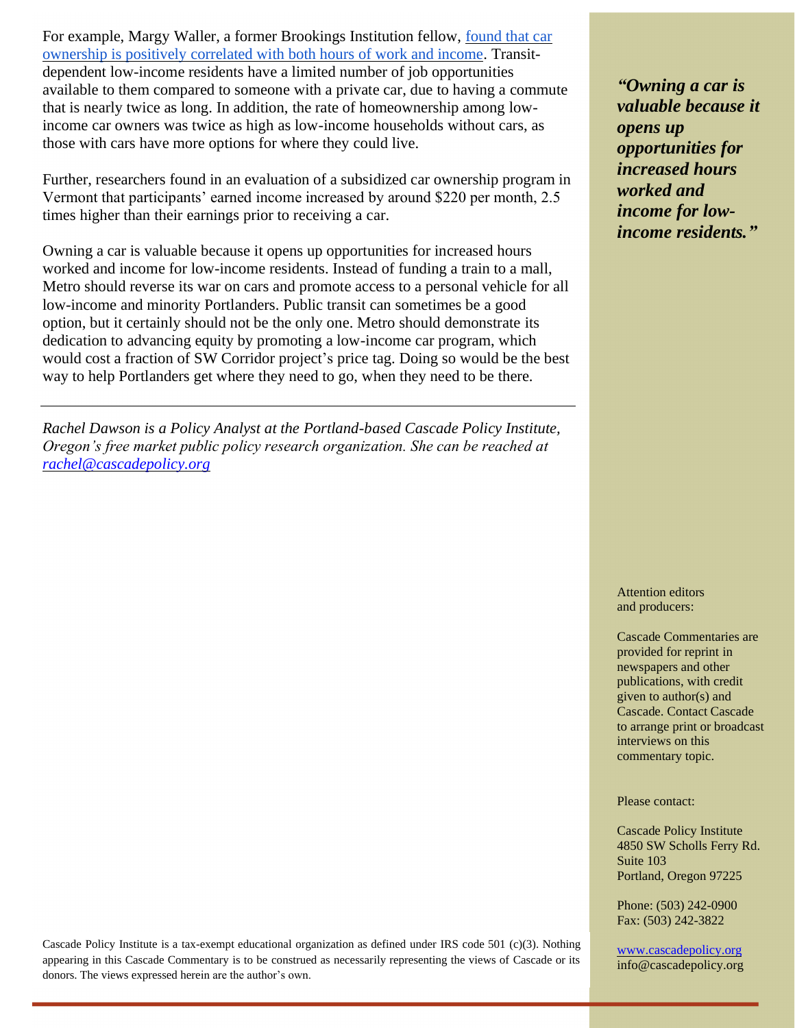For example, Margy Waller, a former Brookings Institution fellow, [found that car ownership is positively correlated with both hours of work and income](). Transit-dependent low-income residents have a limited number of job opportunities available to them compared to someone with a private car, due to having a commute that is nearly twice as long. In addition, the rate of homeownership among low-income car owners was twice as high as low-income households without cars, as those with cars have more options for where they could live.

Further, researchers found in an evaluation of a subsidized car ownership program in Vermont that participants' earned income increased by around $220 per month, 2.5 times higher than their earnings prior to receiving a car.

Owning a car is valuable because it opens up opportunities for increased hours worked and income for low-income residents. Instead of funding a train to a mall, Metro should reverse its war on cars and promote access to a personal vehicle for all low-income and minority Portlanders. Public transit can sometimes be a good option, but it certainly should not be the only one. Metro should demonstrate its dedication to advancing equity by promoting a low-income car program, which would cost a fraction of SW Corridor project's price tag. Doing so would be the best way to help Portlanders get where they need to go, when they need to be there.

***"Owning a car is valuable because it opens up opportunities for increased hours worked and income for low-income residents."***

---

*Rachel Dawson is a Policy Analyst at the Portland-based Cascade Policy Institute, Oregon's free market public policy research organization. She can be reached at [rachel@cascadepolicy.org]()*

Attention editors and producers:

Cascade Commentaries are provided for reprint in newspapers and other publications, with credit given to author(s) and Cascade. Contact Cascade to arrange print or broadcast interviews on this commentary topic.

Please contact:

Cascade Policy Institute
4850 SW Scholls Ferry Rd.
Suite 103
Portland, Oregon 97225

Phone: (503) 242-0900
Fax: (503) 242-3822

[www.cascadepolicy.org]()
info@cascadepolicy.org

Cascade Policy Institute is a tax-exempt educational organization as defined under IRS code 501 (c)(3). Nothing appearing in this Cascade Commentary is to be construed as necessarily representing the views of Cascade or its donors. The views expressed herein are the author's own.